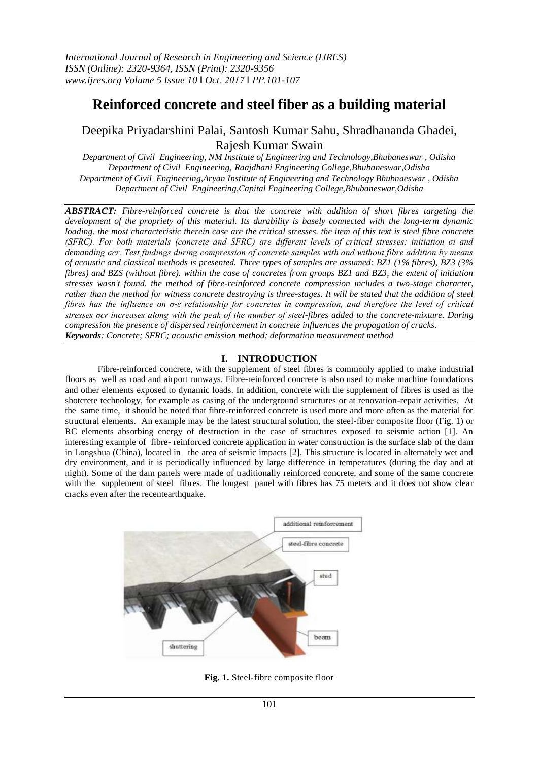# Reinforced concrete and steel fiber as a building material

Deepika Priyadarshini Palai, Santosh Kumar Sahu, Shradhananda Ghadei, Rajesh Kumar Swain

*Department of Civil Engineering, NM Institute of Engineering and Technology,Bhubaneswar , Odisha*
*Department of Civil Engineering, Raajdhani Engineering College,Bhubaneswar,Odisha*
*Department of Civil Engineering,Aryan Institute of Engineering and Technology Bhubnaeswar , Odisha*
*Department of Civil Engineering,Capital Engineering College,Bhubaneswar,Odisha*

***ABSTRACT:*** *Fibre-reinforced concrete is that the concrete with addition of short fibres targeting the development of the propriety of this material. Its durability is basely connected with the long-term dynamic loading. the most characteristic therein case are the critical stresses. the item of this text is steel fibre concrete (SFRC). For both materials (concrete and SFRC) are different levels of critical stresses: initiation $\sigma i$ and demanding $\sigma cr$. Test findings during compression of concrete samples with and without fibre addition by means of acoustic and classical methods is presented. Three types of samples are assumed: BZ1 (1% fibres), BZ3 (3% fibres) and BZS (without fibre). within the case of concretes from groups BZ1 and BZ3, the extent of initiation stresses wasn't found. the method of fibre-reinforced concrete compression includes a two-stage character, rather than the method for witness concrete destroying is three-stages. It will be stated that the addition of steel fibres has the influence on $\sigma$-$\varepsilon$ relationship for concretes in compression, and therefore the level of critical stresses $\sigma cr$ increases along with the peak of the number of steel-fibres added to the concrete-mixture. During compression the presence of dispersed reinforcement in concrete influences the propagation of cracks.*

***Keywords****: Concrete; SFRC; acoustic emission method; deformation measurement method*

## I. INTRODUCTION

Fibre-reinforced concrete, with the supplement of steel fibres is commonly applied to make industrial floors as well as road and airport runways. Fibre-reinforced concrete is also used to make machine foundations and other elements exposed to dynamic loads. In addition, concrete with the supplement of fibres is used as the shotcrete technology, for example as casing of the underground structures or at renovation-repair activities. At the same time, it should be noted that fibre-reinforced concrete is used more and more often as the material for structural elements. An example may be the latest structural solution, the steel-fiber composite floor (Fig. 1) or RC elements absorbing energy of destruction in the case of structures exposed to seismic action [1]. An interesting example of fibre- reinforced concrete application in water construction is the surface slab of the dam in Longshua (China), located in the area of seismic impacts [2]. This structure is located in alternately wet and dry environment, and it is periodically influenced by large difference in temperatures (during the day and at night). Some of the dam panels were made of traditionally reinforced concrete, and some of the same concrete with the supplement of steel fibres. The longest panel with fibres has 75 meters and it does not show clear cracks even after the recentearthquake.

**Fig. 1.** Steel-fibre composite floor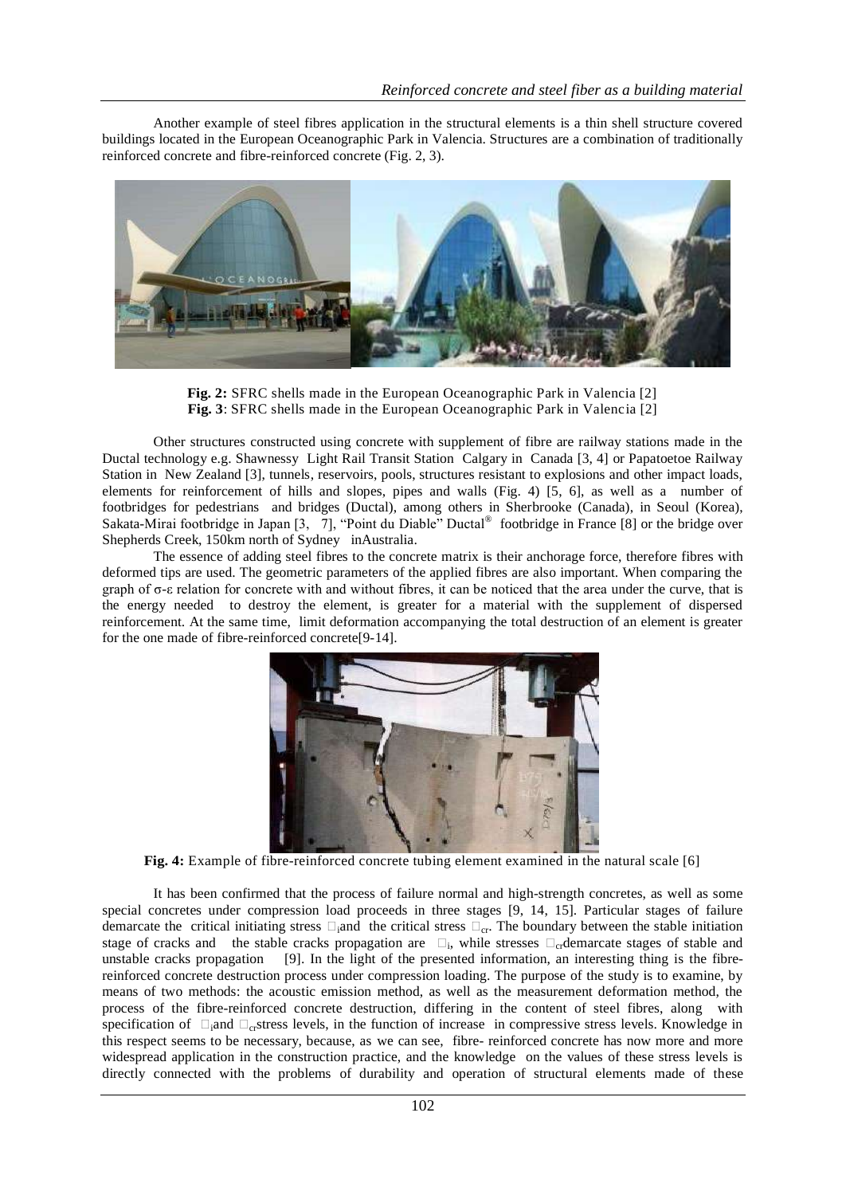Another example of steel fibres application in the structural elements is a thin shell structure covered buildings located in the European Oceanographic Park in Valencia. Structures are a combination of traditionally reinforced concrete and fibre-reinforced concrete (Fig. 2, 3).

**Fig. 2:** SFRC shells made in the European Oceanographic Park in Valencia [2]
**Fig. 3**: SFRC shells made in the European Oceanographic Park in Valencia [2]

Other structures constructed using concrete with supplement of fibre are railway stations made in the Ductal technology e.g. Shawnessy Light Rail Transit Station Calgary in Canada [3, 4] or Papatoetoe Railway Station in New Zealand [3], tunnels, reservoirs, pools, structures resistant to explosions and other impact loads, elements for reinforcement of hills and slopes, pipes and walls (Fig. 4) [5, 6], as well as a number of footbridges for pedestrians and bridges (Ductal), among others in Sherbrooke (Canada), in Seoul (Korea), Sakata-Mirai footbridge in Japan [3, 7], "Point du Diable" Ductal® footbridge in France [8] or the bridge over Shepherds Creek, 150km north of Sydney inAustralia.

The essence of adding steel fibres to the concrete matrix is their anchorage force, therefore fibres with deformed tips are used. The geometric parameters of the applied fibres are also important. When comparing the graph of σ-ε relation for concrete with and without fibres, it can be noticed that the area under the curve, that is the energy needed to destroy the element, is greater for a material with the supplement of dispersed reinforcement. At the same time, limit deformation accompanying the total destruction of an element is greater for the one made of fibre-reinforced concrete[9-14].

**Fig. 4:** Example of fibre-reinforced concrete tubing element examined in the natural scale [6]

It has been confirmed that the process of failure normal and high-strength concretes, as well as some special concretes under compression load proceeds in three stages [9, 14, 15]. Particular stages of failure demarcate the critical initiating stress $\sigma_i$ and the critical stress $\sigma_{cr}$. The boundary between the stable initiation stage of cracks and the stable cracks propagation are $\sigma_i$, while stresses $\sigma_{cr}$ demarcate stages of stable and unstable cracks propagation [9]. In the light of the presented information, an interesting thing is the fibre-reinforced concrete destruction process under compression loading. The purpose of the study is to examine, by means of two methods: the acoustic emission method, as well as the measurement deformation method, the process of the fibre-reinforced concrete destruction, differing in the content of steel fibres, along with specification of $\sigma_i$ and $\sigma_{cr}$ stress levels, in the function of increase in compressive stress levels. Knowledge in this respect seems to be necessary, because, as we can see, fibre- reinforced concrete has now more and more widespread application in the construction practice, and the knowledge on the values of these stress levels is directly connected with the problems of durability and operation of structural elements made of these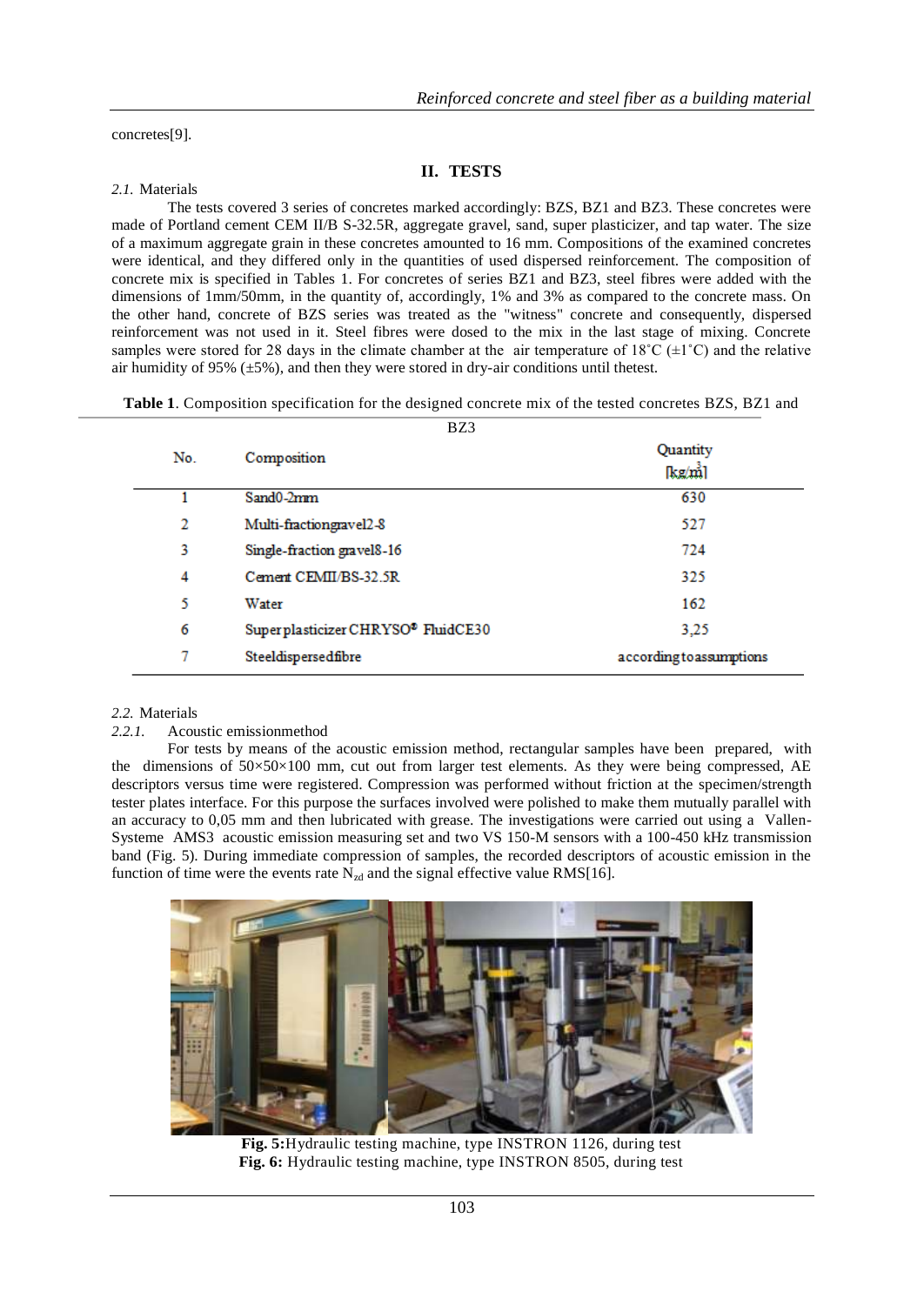concretes[9].

## II. TESTS

*2.1.* Materials

The tests covered 3 series of concretes marked accordingly: BZS, BZ1 and BZ3. These concretes were made of Portland cement CEM II/B S-32.5R, aggregate gravel, sand, super plasticizer, and tap water. The size of a maximum aggregate grain in these concretes amounted to 16 mm. Compositions of the examined concretes were identical, and they differed only in the quantities of used dispersed reinforcement. The composition of concrete mix is specified in Tables 1. For concretes of series BZ1 and BZ3, steel fibres were added with the dimensions of 1mm/50mm, in the quantity of, accordingly, 1% and 3% as compared to the concrete mass. On the other hand, concrete of BZS series was treated as the "witness" concrete and consequently, dispersed reinforcement was not used in it. Steel fibres were dosed to the mix in the last stage of mixing. Concrete samples were stored for 28 days in the climate chamber at the air temperature of 18˚C (±1˚C) and the relative air humidity of 95% (±5%), and then they were stored in dry-air conditions until thetest.

**Table 1**. Composition specification for the designed concrete mix of the tested concretes BZS, BZ1 and BZ3

| No. | Composition | Quantity [kg/m$^3$] |
|---|---|---|
| 1 | Sand0-2mm | 630 |
| 2 | Multi-fractiongravel2-8 | 527 |
| 3 | Single-fraction gravel8-16 | 724 |
| 4 | Cement CEMII/BS-32.5R | 325 |
| 5 | Water | 162 |
| 6 | Superplasticizer CHRYSO® FluidCE30 | 3,25 |
| 7 | Steeldispersedfibre | accordingtoassumptions |

*2.2.* Materials

*2.2.1.* Acoustic emissionmethod

For tests by means of the acoustic emission method, rectangular samples have been prepared, with the dimensions of 50×50×100 mm, cut out from larger test elements. As they were being compressed, AE descriptors versus time were registered. Compression was performed without friction at the specimen/strength tester plates interface. For this purpose the surfaces involved were polished to make them mutually parallel with an accuracy to 0,05 mm and then lubricated with grease. The investigations were carried out using a Vallen-Systeme AMS3 acoustic emission measuring set and two VS 150-M sensors with a 100-450 kHz transmission band (Fig. 5). During immediate compression of samples, the recorded descriptors of acoustic emission in the function of time were the events rate $N_{zd}$ and the signal effective value RMS[16].

**Fig. 5:**Hydraulic testing machine, type INSTRON 1126, during test
**Fig. 6:** Hydraulic testing machine, type INSTRON 8505, during test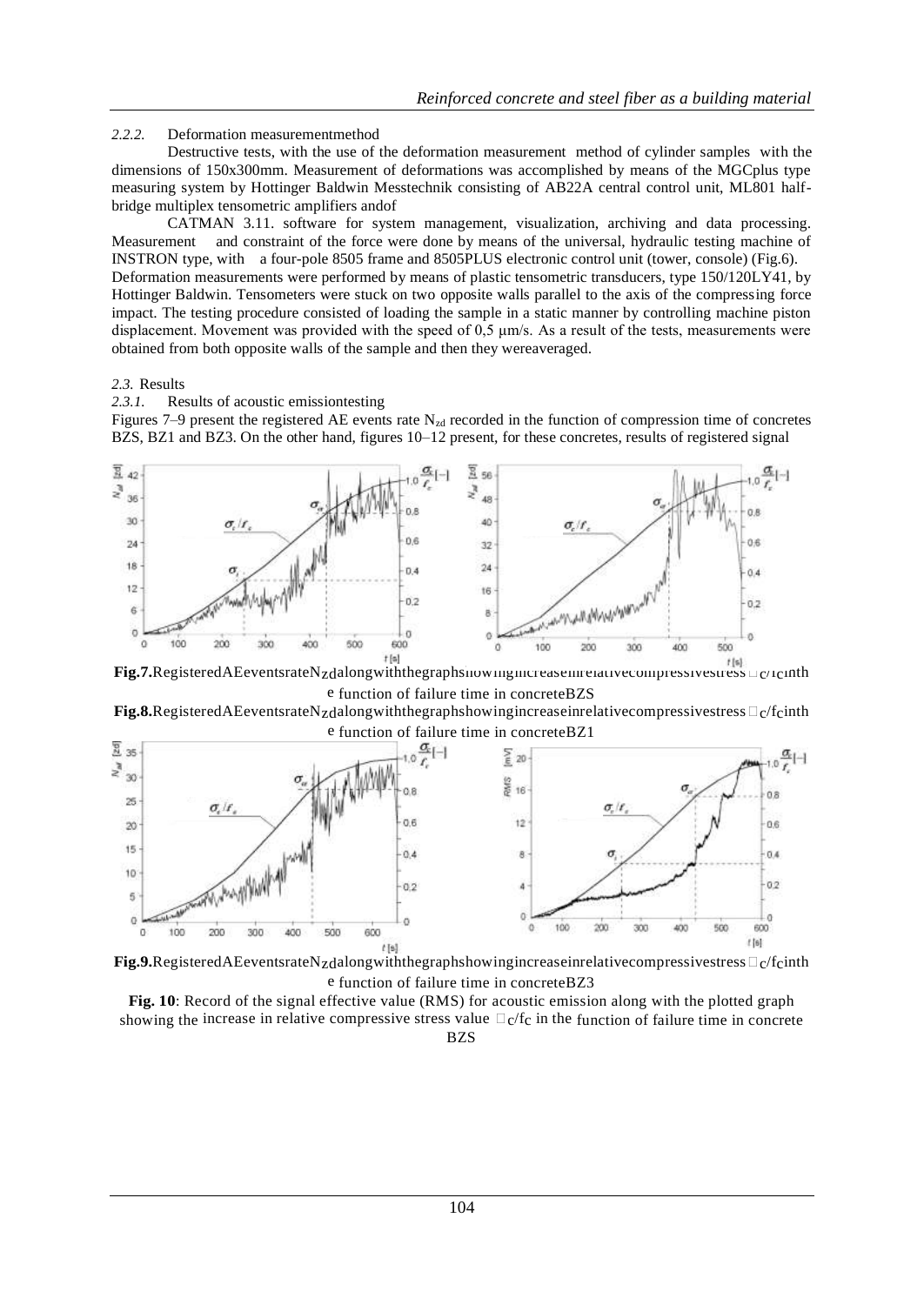*2.2.2.* Deformation measurementmethod

Destructive tests, with the use of the deformation measurement method of cylinder samples with the dimensions of 150x300mm. Measurement of deformations was accomplished by means of the MGCplus type measuring system by Hottinger Baldwin Messtechnik consisting of AB22A central control unit, ML801 half-bridge multiplex tensometric amplifiers andof

CATMAN 3.11. software for system management, visualization, archiving and data processing. Measurement and constraint of the force were done by means of the universal, hydraulic testing machine of INSTRON type, with a four-pole 8505 frame and 8505PLUS electronic control unit (tower, console) (Fig.6). Deformation measurements were performed by means of plastic tensometric transducers, type 150/120LY41, by Hottinger Baldwin. Tensometers were stuck on two opposite walls parallel to the axis of the compressing force impact. The testing procedure consisted of loading the sample in a static manner by controlling machine piston displacement. Movement was provided with the speed of 0,5 μm/s. As a result of the tests, measurements were obtained from both opposite walls of the sample and then they wereaveraged.

*2.3.* Results

*2.3.1.* Results of acoustic emissiontesting

Figures 7–9 present the registered AE events rate $N_{zd}$ recorded in the function of compression time of concretes BZS, BZ1 and BZ3. On the other hand, figures 10–12 present, for these concretes, results of registered signal

**Fig.7.** Registered AE events rate $N_{zd}$ along with the graphs showing increase in relative compressive stress $\sigma_c/f_c$ in the function of failure time in concrete BZS

**Fig.8.** Registered AE events rate $N_{zd}$ along with the graphs showing increase in relative compressive stress $\sigma_c/f_c$ in the function of failure time in concrete BZ1

**Fig.9.** Registered AE events rate $N_{zd}$ along with the graphs showing increase in relative compressive stress $\sigma_c/f_c$ in the function of failure time in concrete BZ3

**Fig. 10**: Record of the signal effective value (RMS) for acoustic emission along with the plotted graph showing the increase in relative compressive stress value $\sigma_c/f_c$ in the function of failure time in concrete BZS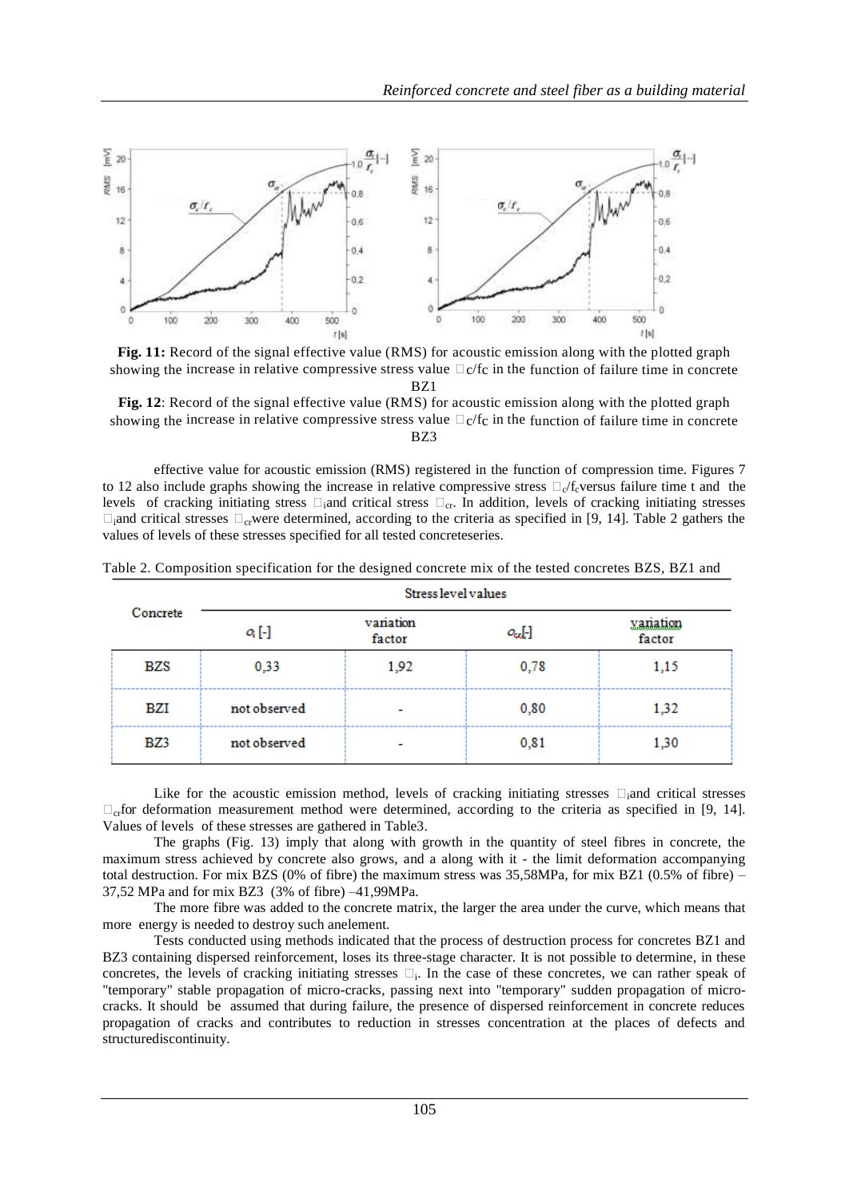**Fig. 11:** Record of the signal effective value (RMS) for acoustic emission along with the plotted graph showing the increase in relative compressive stress value $\sigma_c/f_c$ in the function of failure time in concrete BZ1

**Fig. 12**: Record of the signal effective value (RMS) for acoustic emission along with the plotted graph showing the increase in relative compressive stress value $\sigma_c/f_c$ in the function of failure time in concrete BZ3

effective value for acoustic emission (RMS) registered in the function of compression time. Figures 7 to 12 also include graphs showing the increase in relative compressive stress $\sigma_c/f_c$ versus failure time t and the levels of cracking initiating stress $\sigma_i$ and critical stress $\sigma_{cr}$. In addition, levels of cracking initiating stresses $\sigma_i$ and critical stresses $\sigma_{cr}$ were determined, according to the criteria as specified in [9, 14]. Table 2 gathers the values of levels of these stresses specified for all tested concreteseries.

Table 2. Composition specification for the designed concrete mix of the tested concretes BZS, BZ1 and

| Concrete | Stress level values | | | |
|---|---|---|---|---|
| | $\sigma_i$ [-] | variation factor | $\sigma_{cr}$ [-] | variation factor |
| BZS | 0,33 | 1,92 | 0,78 | 1,15 |
| BZI | not observed | - | 0,80 | 1,32 |
| BZ3 | not observed | - | 0,81 | 1,30 |

Like for the acoustic emission method, levels of cracking initiating stresses $\sigma_i$ and critical stresses $\sigma_{cr}$ for deformation measurement method were determined, according to the criteria as specified in [9, 14]. Values of levels of these stresses are gathered in Table3.

The graphs (Fig. 13) imply that along with growth in the quantity of steel fibres in concrete, the maximum stress achieved by concrete also grows, and a along with it - the limit deformation accompanying total destruction. For mix BZS (0% of fibre) the maximum stress was 35,58MPa, for mix BZ1 (0.5% of fibre) – 37,52 MPa and for mix BZ3 (3% of fibre) –41,99MPa.

The more fibre was added to the concrete matrix, the larger the area under the curve, which means that more energy is needed to destroy such anelement.

Tests conducted using methods indicated that the process of destruction process for concretes BZ1 and BZ3 containing dispersed reinforcement, loses its three-stage character. It is not possible to determine, in these concretes, the levels of cracking initiating stresses $\sigma_i$. In the case of these concretes, we can rather speak of "temporary" stable propagation of micro-cracks, passing next into "temporary" sudden propagation of micro-cracks. It should be assumed that during failure, the presence of dispersed reinforcement in concrete reduces propagation of cracks and contributes to reduction in stresses concentration at the places of defects and structurediscontinuity.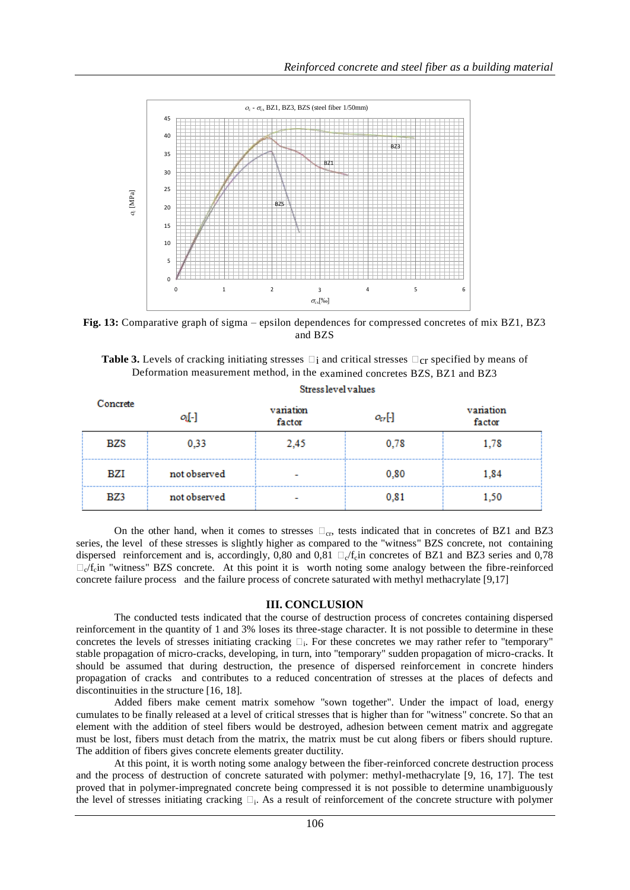**Fig. 13:** Comparative graph of sigma – epsilon dependences for compressed concretes of mix BZ1, BZ3 and BZS

**Table 3.** Levels of cracking initiating stresses $\sigma_i$ and critical stresses $\sigma_{cr}$ specified by means of Deformation measurement method, in the examined concretes BZS, BZ1 and BZ3

| Concrete | Stress level values | | | |
|---|---|---|---|---|
| | $\sigma_i$[-] | variation factor | $\sigma_{cr}$[-] | variation factor |
| BZS | 0,33 | 2,45 | 0,78 | 1,78 |
| BZI | not observed | - | 0,80 | 1,84 |
| BZ3 | not observed | - | 0,81 | 1,50 |

On the other hand, when it comes to stresses $\sigma_{cr}$, tests indicated that in concretes of BZ1 and BZ3 series, the level of these stresses is slightly higher as compared to the "witness" BZS concrete, not containing dispersed reinforcement and is, accordingly, 0,80 and 0,81 $\sigma_c/f_c$in concretes of BZ1 and BZ3 series and 0,78 $\sigma_c/f_c$in "witness" BZS concrete. At this point it is worth noting some analogy between the fibre-reinforced concrete failure process and the failure process of concrete saturated with methyl methacrylate [9,17]

## III. CONCLUSION

The conducted tests indicated that the course of destruction process of concretes containing dispersed reinforcement in the quantity of 1 and 3% loses its three-stage character. It is not possible to determine in these concretes the levels of stresses initiating cracking $\sigma_i$. For these concretes we may rather refer to "temporary" stable propagation of micro-cracks, developing, in turn, into "temporary" sudden propagation of micro-cracks. It should be assumed that during destruction, the presence of dispersed reinforcement in concrete hinders propagation of cracks and contributes to a reduced concentration of stresses at the places of defects and discontinuities in the structure [16, 18].

Added fibers make cement matrix somehow "sown together". Under the impact of load, energy cumulates to be finally released at a level of critical stresses that is higher than for "witness" concrete. So that an element with the addition of steel fibers would be destroyed, adhesion between cement matrix and aggregate must be lost, fibers must detach from the matrix, the matrix must be cut along fibers or fibers should rupture. The addition of fibers gives concrete elements greater ductility.

At this point, it is worth noting some analogy between the fiber-reinforced concrete destruction process and the process of destruction of concrete saturated with polymer: methyl-methacrylate [9, 16, 17]. The test proved that in polymer-impregnated concrete being compressed it is not possible to determine unambiguously the level of stresses initiating cracking $\sigma_i$. As a result of reinforcement of the concrete structure with polymer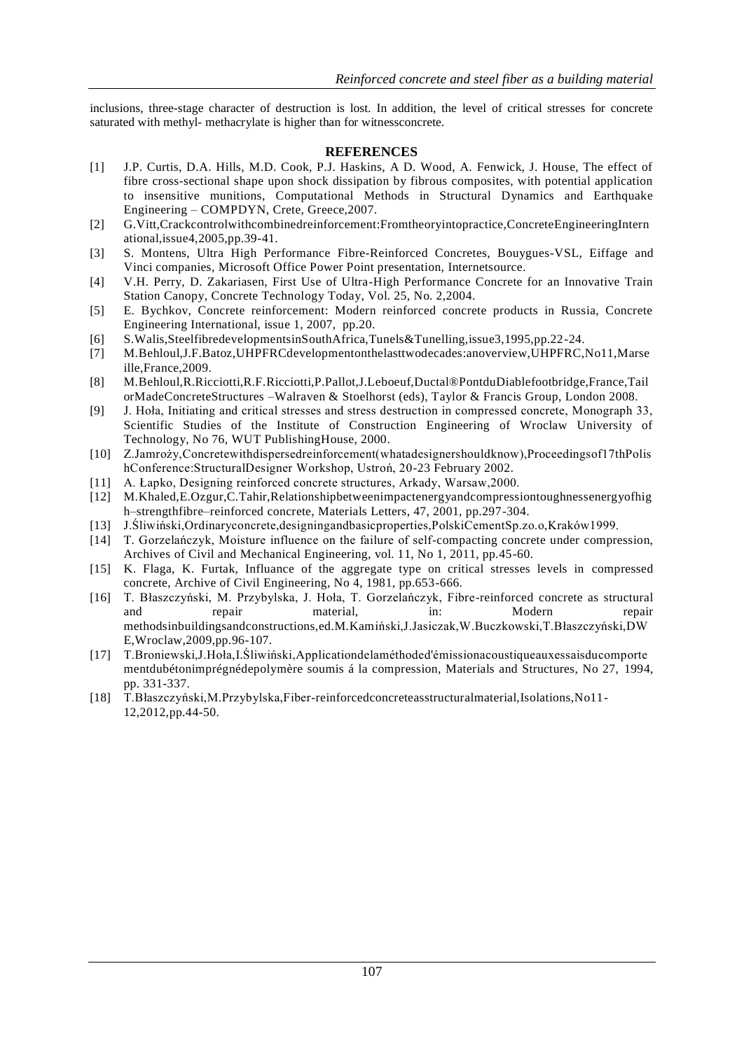inclusions, three-stage character of destruction is lost. In addition, the level of critical stresses for concrete saturated with methyl- methacrylate is higher than for witnessconcrete.

## REFERENCES

[1] J.P. Curtis, D.A. Hills, M.D. Cook, P.J. Haskins, A D. Wood, A. Fenwick, J. House, The effect of fibre cross-sectional shape upon shock dissipation by fibrous composites, with potential application to insensitive munitions, Computational Methods in Structural Dynamics and Earthquake Engineering – COMPDYN, Crete, Greece,2007.

[2] G.Vitt,Crackcontrolwithcombinedreinforcement:Fromtheoryintopractice,ConcreteEngineeringInternational,issue4,2005,pp.39-41.

[3] S. Montens, Ultra High Performance Fibre-Reinforced Concretes, Bouygues-VSL, Eiffage and Vinci companies, Microsoft Office Power Point presentation, Internetsource.

[4] V.H. Perry, D. Zakariasen, First Use of Ultra-High Performance Concrete for an Innovative Train Station Canopy, Concrete Technology Today, Vol. 25, No. 2,2004.

[5] E. Bychkov, Concrete reinforcement: Modern reinforced concrete products in Russia, Concrete Engineering International, issue 1, 2007, pp.20.

[6] S.Walis,SteelfibredevelopmentsinSouthAfrica,Tunels&Tunelling,issue3,1995,pp.22-24.

[7] M.Behloul,J.F.Batoz,UHPFRCdevelopmentonthelasttwodecades:anoverview,UHPFRC,No11,Marseille,France,2009.

[8] M.Behloul,R.Ricciotti,R.F.Ricciotti,P.Pallot,J.Leboeuf,Ductal®PontduDiablefootbridge,France,TailorMadeConcreteStructures –Walraven & Stoelhorst (eds), Taylor & Francis Group, London 2008.

[9] J. Hoła, Initiating and critical stresses and stress destruction in compressed concrete, Monograph 33, Scientific Studies of the Institute of Construction Engineering of Wroclaw University of Technology, No 76, WUT PublishingHouse, 2000.

[10] Z.Jamroży,Concretewithdispersedreinforcement(whatadesignershouldknow),Proceedingsof17thPolishConference:StructuralDesigner Workshop, Ustroń, 20-23 February 2002.

[11] A. Łapko, Designing reinforced concrete structures, Arkady, Warsaw,2000.

[12] M.Khaled,E.Ozgur,C.Tahir,Relationshipbetweenimpactenergyandcompressiontoughnessenergyofhigh–strengthfibre–reinforced concrete, Materials Letters, 47, 2001, pp.297-304.

[13] J.Śliwiński,Ordinaryconcrete,designingandbasicproperties,PolskiCementSp.zo.o,Kraków1999.

[14] T. Gorzelańczyk, Moisture influence on the failure of self-compacting concrete under compression, Archives of Civil and Mechanical Engineering, vol. 11, No 1, 2011, pp.45-60.

[15] K. Flaga, K. Furtak, Influance of the aggregate type on critical stresses levels in compressed concrete, Archive of Civil Engineering, No 4, 1981, pp.653-666.

[16] T. Błaszczyński, M. Przybylska, J. Hoła, T. Gorzelańczyk, Fibre-reinforced concrete as structural and repair material, in: Modern repair methodsinbuildingsandconstructions,ed.M.Kamiński,J.Jasiczak,W.Buczkowski,T.Błaszczyński,DWE,Wroclaw,2009,pp.96-107.

[17] T.Broniewski,J.Hoła,I.Śliwiński,Applicationdelaméthoded'émissionacoustiqueauxessaisducomportementdubétonimprégnédepolymère soumis á la compression, Materials and Structures, No 27, 1994, pp. 331-337.

[18] T.Błaszczyński,M.Przybylska,Fiber-reinforcedconcreteasstructuralmaterial,Isolations,No11-12,2012,pp.44-50.